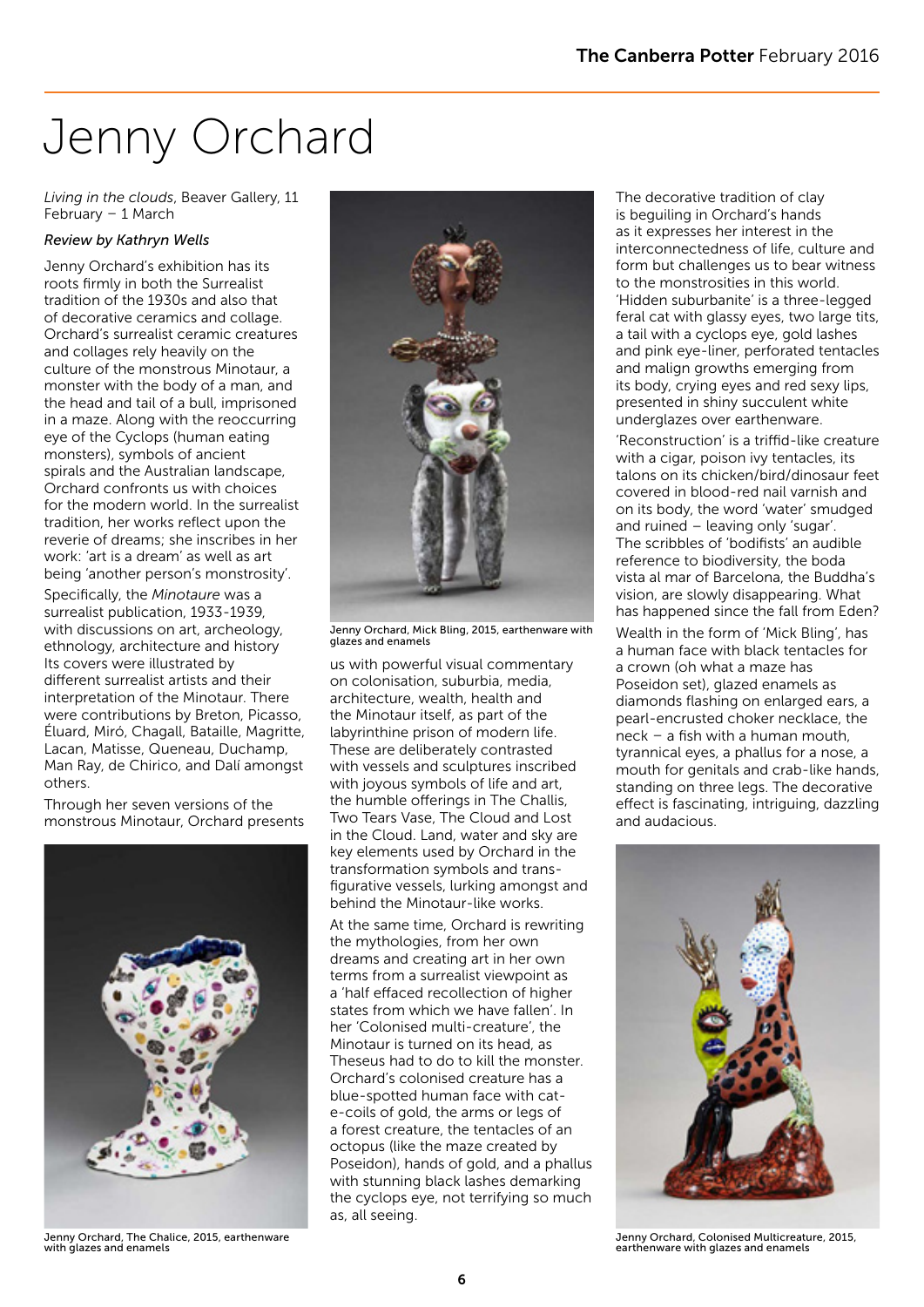# Jenny Orchard

*Living in the clouds*, Beaver Gallery, 11 February – 1 March

*Review by Kathryn Wells*

Jenny Orchard's exhibition has its roots firmly in both the Surrealist tradition of the 1930s and also that of decorative ceramics and collage. Orchard's surrealist ceramic creatures and collages rely heavily on the culture of the monstrous Minotaur, a monster with the body of a man, and the head and tail of a bull, imprisoned in a maze. Along with the reoccurring eye of the Cyclops (human eating monsters), symbols of ancient spirals and the Australian landscape, Orchard confronts us with choices for the modern world. In the surrealist tradition, her works reflect upon the reverie of dreams; she inscribes in her work: 'art is a dream' as well as art being 'another person's monstrosity'.

Specifically, the *Minotaure* was a surrealist publication, 1933-1939, with discussions on art, archeology, ethnology, architecture and history Its covers were illustrated by different surrealist artists and their interpretation of the Minotaur. There were contributions by Breton, Picasso, Éluard, Miró, Chagall, Bataille, Magritte, Lacan, Matisse, Queneau, Duchamp, Man Ray, de Chirico, and Dalí amongst others.

Through her seven versions of the monstrous Minotaur, Orchard presents us with powerful visual commentary on colonisation, suburbia, media, architecture, wealth, health and the Minotaur itself, as part of the labyrinthine prison of modern life. These are deliberately contrasted with vessels and sculptures inscribed with joyous symbols of life and art, the humble offerings in The Challis, Two Tears Vase, The Cloud and Lost in the Cloud. Land, water and sky are key elements used by Orchard in the transformation symbols and trans-figurative vessels, lurking amongst and behind the Minotaur-like works.

Jenny Orchard, The Chalice, 2015, earthenware with glazes and enamels

Jenny Orchard, Mick Bling, 2015, earthenware with glazes and enamels

At the same time, Orchard is rewriting the mythologies, from her own dreams and creating art in her own terms from a surrealist viewpoint as a 'half effaced recollection of higher states from which we have fallen'. In her 'Colonised multi-creature', the Minotaur is turned on its head, as Theseus had to do to kill the monster. Orchard's colonised creature has a blue-spotted human face with cat-e-coils of gold, the arms or legs of a forest creature, the tentacles of an octopus (like the maze created by Poseidon), hands of gold, and a phallus with stunning black lashes demarking the cyclops eye, not terrifying so much as, all seeing.

The decorative tradition of clay is beguiling in Orchard's hands as it expresses her interest in the interconnectedness of life, culture and form but challenges us to bear witness to the monstrosities in this world. 'Hidden suburbanite' is a three-legged feral cat with glassy eyes, two large tits, a tail with a cyclops eye, gold lashes and pink eye-liner, perforated tentacles and malign growths emerging from its body, crying eyes and red sexy lips, presented in shiny succulent white underglazes over earthenware.

'Reconstruction' is a triffid-like creature with a cigar, poison ivy tentacles, its talons on its chicken/bird/dinosaur feet covered in blood-red nail varnish and on its body, the word 'water' smudged and ruined – leaving only 'sugar'. The scribbles of 'bodifists' an audible reference to biodiversity, the boda vista al mar of Barcelona, the Buddha's vision, are slowly disappearing. What has happened since the fall from Eden?

Wealth in the form of 'Mick Bling', has a human face with black tentacles for a crown (oh what a maze has Poseidon set), glazed enamels as diamonds flashing on enlarged ears, a pearl-encrusted choker necklace, the neck – a fish with a human mouth, tyrannical eyes, a phallus for a nose, a mouth for genitals and crab-like hands, standing on three legs. The decorative effect is fascinating, intriguing, dazzling and audacious.

Jenny Orchard, Colonised Multicreature, 2015, earthenware with glazes and enamels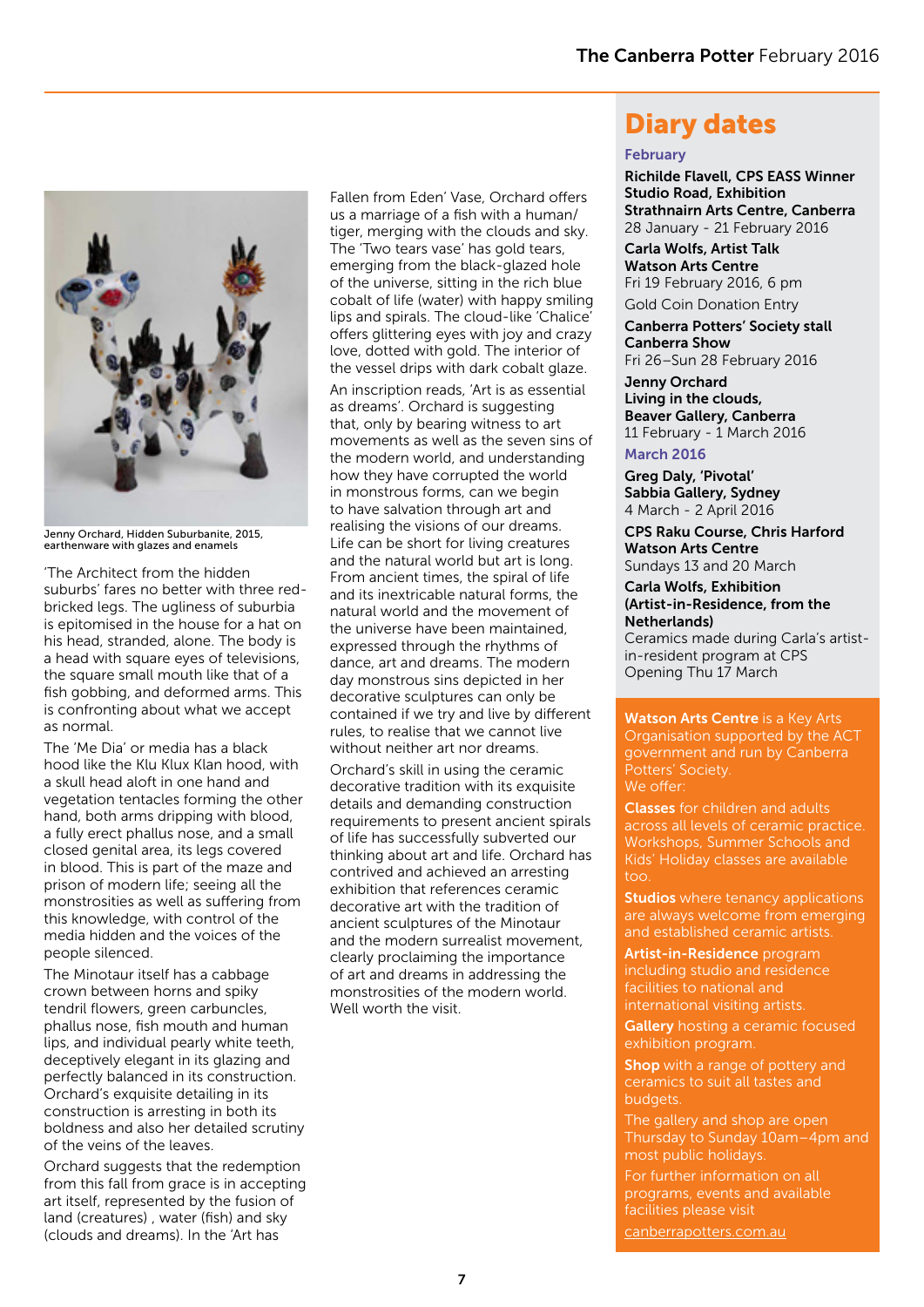Jenny Orchard, Hidden Suburbanite, 2015, earthenware with glazes and enamels

'The Architect from the hidden suburbs' fares no better with three red-bricked legs. The ugliness of suburbia is epitomised in the house for a hat on his head, stranded, alone. The body is a head with square eyes of televisions, the square small mouth like that of a fish gobbing, and deformed arms. This is confronting about what we accept as normal.

The 'Me Dia' or media has a black hood like the Klu Klux Klan hood, with a skull head aloft in one hand and vegetation tentacles forming the other hand, both arms dripping with blood, a fully erect phallus nose, and a small closed genital area, its legs covered in blood. This is part of the maze and prison of modern life; seeing all the monstrosities as well as suffering from this knowledge, with control of the media hidden and the voices of the people silenced.

The Minotaur itself has a cabbage crown between horns and spiky tendril flowers, green carbuncles, phallus nose, fish mouth and human lips, and individual pearly white teeth, deceptively elegant in its glazing and perfectly balanced in its construction. Orchard's exquisite detailing in its construction is arresting in both its boldness and also her detailed scrutiny of the veins of the leaves.

Orchard suggests that the redemption from this fall from grace is in accepting art itself, represented by the fusion of land (creatures) , water (fish) and sky (clouds and dreams). In the 'Art has Fallen from Eden' Vase, Orchard offers us a marriage of a fish with a human/tiger, merging with the clouds and sky. The 'Two tears vase' has gold tears, emerging from the black-glazed hole of the universe, sitting in the rich blue cobalt of life (water) with happy smiling lips and spirals. The cloud-like 'Chalice' offers glittering eyes with joy and crazy love, dotted with gold. The interior of the vessel drips with dark cobalt glaze.

An inscription reads, 'Art is as essential as dreams'. Orchard is suggesting that, only by bearing witness to art movements as well as the seven sins of the modern world, and understanding how they have corrupted the world in monstrous forms, can we begin to have salvation through art and realising the visions of our dreams. Life can be short for living creatures and the natural world but art is long. From ancient times, the spiral of life and its inextricable natural forms, the natural world and the movement of the universe have been maintained, expressed through the rhythms of dance, art and dreams. The modern day monstrous sins depicted in her decorative sculptures can only be contained if we try and live by different rules, to realise that we cannot live without neither art nor dreams.

Orchard's skill in using the ceramic decorative tradition with its exquisite details and demanding construction requirements to present ancient spirals of life has successfully subverted our thinking about art and life. Orchard has contrived and achieved an arresting exhibition that references ceramic decorative art with the tradition of ancient sculptures of the Minotaur and the modern surrealist movement, clearly proclaiming the importance of art and dreams in addressing the monstrosities of the modern world. Well worth the visit.

# Diary dates

## February

**Richilde Flavell, CPS EASS Winner**
**Studio Road, Exhibition**
**Strathnairn Arts Centre, Canberra**
28 January - 21 February 2016

**Carla Wolfs, Artist Talk**
**Watson Arts Centre**
Fri 19 February 2016, 6 pm
Gold Coin Donation Entry

**Canberra Potters' Society stall**
**Canberra Show**
Fri 26–Sun 28 February 2016

**Jenny Orchard**
**Living in the clouds,**
**Beaver Gallery, Canberra**
11 February - 1 March 2016

## March 2016

**Greg Daly, 'Pivotal'**
**Sabbia Gallery, Sydney**
4 March - 2 April 2016

**CPS Raku Course, Chris Harford**
**Watson Arts Centre**
Sundays 13 and 20 March

**Carla Wolfs, Exhibition (Artist-in-Residence, from the Netherlands)**
Ceramics made during Carla's artist-in-resident program at CPS
Opening Thu 17 March

**Watson Arts Centre** is a Key Arts Organisation supported by the ACT government and run by Canberra Potters' Society.
We offer:

**Classes** for children and adults across all levels of ceramic practice. Workshops, Summer Schools and Kids' Holiday classes are available too.

**Studios** where tenancy applications are always welcome from emerging and established ceramic artists.

**Artist-in-Residence** program including studio and residence facilities to national and international visiting artists.

**Gallery** hosting a ceramic focused exhibition program.

**Shop** with a range of pottery and ceramics to suit all tastes and budgets.

The gallery and shop are open Thursday to Sunday 10am–4pm and most public holidays.

For further information on all programs, events and available facilities please visit

canberrapotters.com.au